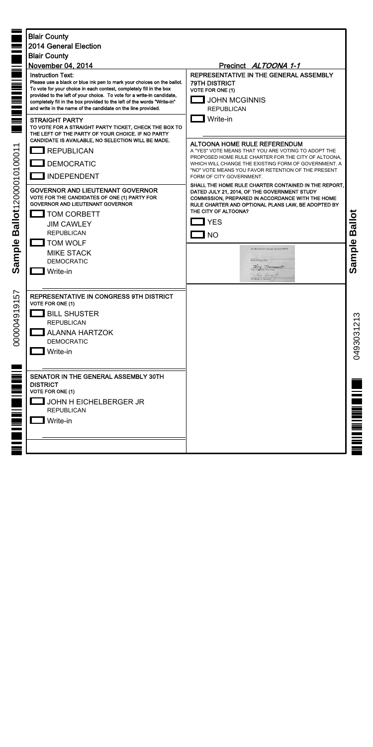**Blair County**
**2014 General Election**
**Blair County**
**November 04, 2014**

**Precinct *ALTOONA 1-1***

**Instruction Text:**
Please use a black or blue ink pen to mark your choices on the ballot. To vote for your choice in each contest, completely fill in the box provided to the left of your choice. To vote for a write-in candidate, completely fill in the box provided to the left of the words "Write-in" and write in the name of the candidate on the line provided.

**STRAIGHT PARTY**
TO VOTE FOR A STRAIGHT PARTY TICKET, CHECK THE BOX TO THE LEFT OF THE PARTY OF YOUR CHOICE. IF NO PARTY CANDIDATE IS AVAILABLE, NO SELECTION WILL BE MADE.

- ☐ REPUBLICAN
- ☐ DEMOCRATIC
- ☐ INDEPENDENT

**GOVERNOR AND LIEUTENANT GOVERNOR**
VOTE FOR THE CANDIDATES OF ONE (1) PARTY FOR GOVERNOR AND LIEUTENANT GOVERNOR

- ☐ TOM CORBETT
  JIM CAWLEY
  REPUBLICAN
- ☐ TOM WOLF
  MIKE STACK
  DEMOCRATIC
- ☐ Write-in

**REPRESENTATIVE IN CONGRESS 9TH DISTRICT**
VOTE FOR ONE (1)

- ☐ BILL SHUSTER
  REPUBLICAN
- ☐ ALANNA HARTZOK
  DEMOCRATIC
- ☐ Write-in

**SENATOR IN THE GENERAL ASSEMBLY 30TH DISTRICT**
VOTE FOR ONE (1)

- ☐ JOHN H EICHELBERGER JR
  REPUBLICAN
- ☐ Write-in

**REPRESENTATIVE IN THE GENERAL ASSEMBLY 79TH DISTRICT**
VOTE FOR ONE (1)

- ☐ JOHN MCGINNIS
  REPUBLICAN
- ☐ Write-in

**ALTOONA HOME RULE REFERENDUM**
A "YES" VOTE MEANS THAT YOU ARE VOTING TO ADOPT THE PROPOSED HOME RULE CHARTER FOR THE CITY OF ALTOONA, WHICH WILL CHANGE THE EXISTING FORM OF GOVERNMENT. A "NO" VOTE MEANS YOU FAVOR RETENTION OF THE PRESENT FORM OF CITY GOVERNMENT.

SHALL THE HOME RULE CHARTER CONTAINED IN THE REPORT, DATED JULY 21, 2014, OF THE GOVERNMENT STUDY COMMISSION, PREPARED IN ACCORDANCE WITH THE HOME RULE CHARTER AND OPTIONAL PLANS LAW, BE ADOPTED BY THE CITY OF ALTOONA?

- ☐ YES
- ☐ NO

BLAIR COUNTY BOARD OF ELECTIONS